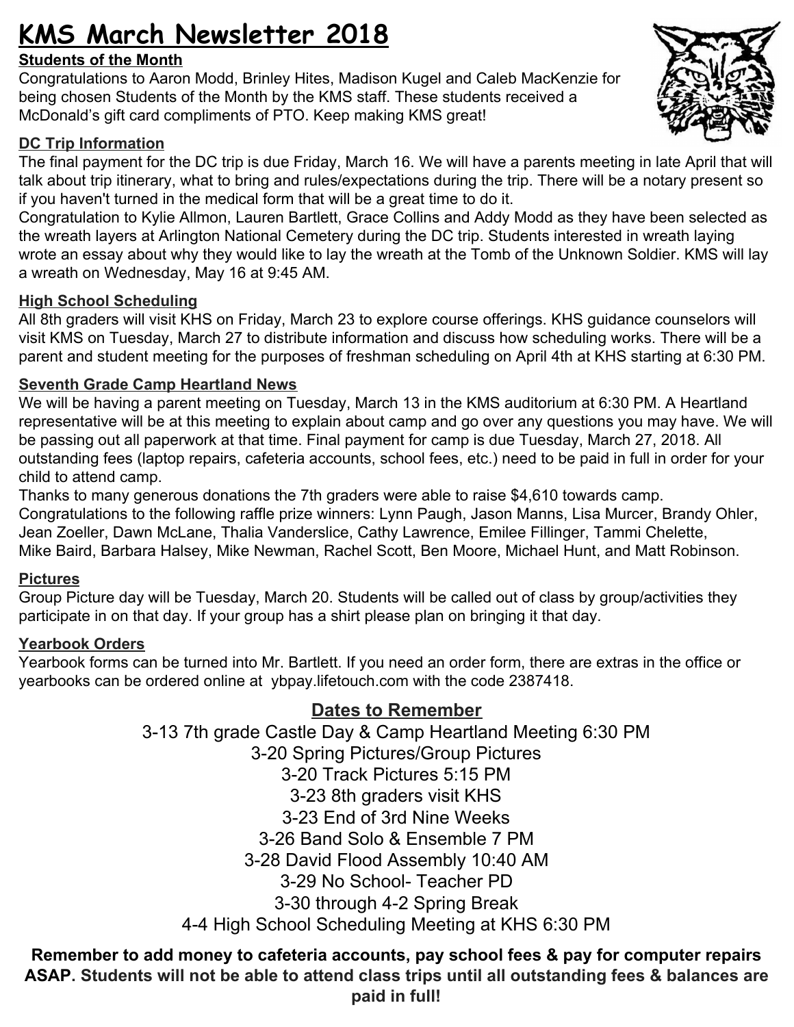# KMS March Newsletter 2018

**Students of the Month**

Congratulations to Aaron Modd, Brinley Hites, Madison Kugel and Caleb MacKenzie for being chosen Students of the Month by the KMS staff. These students received a McDonald's gift card compliments of PTO. Keep making KMS great!

**DC Trip Information**

The final payment for the DC trip is due Friday, March 16. We will have a parents meeting in late April that will talk about trip itinerary, what to bring and rules/expectations during the trip. There will be a notary present so if you haven't turned in the medical form that will be a great time to do it.

Congratulation to Kylie Allmon, Lauren Bartlett, Grace Collins and Addy Modd as they have been selected as the wreath layers at Arlington National Cemetery during the DC trip. Students interested in wreath laying wrote an essay about why they would like to lay the wreath at the Tomb of the Unknown Soldier. KMS will lay a wreath on Wednesday, May 16 at 9:45 AM.

**High School Scheduling**

All 8th graders will visit KHS on Friday, March 23 to explore course offerings. KHS guidance counselors will visit KMS on Tuesday, March 27 to distribute information and discuss how scheduling works. There will be a parent and student meeting for the purposes of freshman scheduling on April 4th at KHS starting at 6:30 PM.

**Seventh Grade Camp Heartland News**

We will be having a parent meeting on Tuesday, March 13 in the KMS auditorium at 6:30 PM. A Heartland representative will be at this meeting to explain about camp and go over any questions you may have. We will be passing out all paperwork at that time. Final payment for camp is due Tuesday, March 27, 2018. All outstanding fees (laptop repairs, cafeteria accounts, school fees, etc.) need to be paid in full in order for your child to attend camp.

Thanks to many generous donations the 7th graders were able to raise $4,610 towards camp. Congratulations to the following raffle prize winners: Lynn Paugh, Jason Manns, Lisa Murcer, Brandy Ohler, Jean Zoeller, Dawn McLane, Thalia Vanderslice, Cathy Lawrence, Emilee Fillinger, Tammi Chelette, Mike Baird, Barbara Halsey, Mike Newman, Rachel Scott, Ben Moore, Michael Hunt, and Matt Robinson.

**Pictures**

Group Picture day will be Tuesday, March 20. Students will be called out of class by group/activities they participate in on that day. If your group has a shirt please plan on bringing it that day.

**Yearbook Orders**

Yearbook forms can be turned into Mr. Bartlett. If you need an order form, there are extras in the office or yearbooks can be ordered online at ybpay.lifetouch.com with the code 2387418.

## Dates to Remember

3-13 7th grade Castle Day & Camp Heartland Meeting 6:30 PM

3-20 Spring Pictures/Group Pictures

3-20 Track Pictures 5:15 PM

3-23 8th graders visit KHS

3-23 End of 3rd Nine Weeks

3-26 Band Solo & Ensemble 7 PM

3-28 David Flood Assembly 10:40 AM

3-29 No School- Teacher PD

3-30 through 4-2 Spring Break

4-4 High School Scheduling Meeting at KHS 6:30 PM

**Remember to add money to cafeteria accounts, pay school fees & pay for computer repairs ASAP. Students will not be able to attend class trips until all outstanding fees & balances are paid in full!**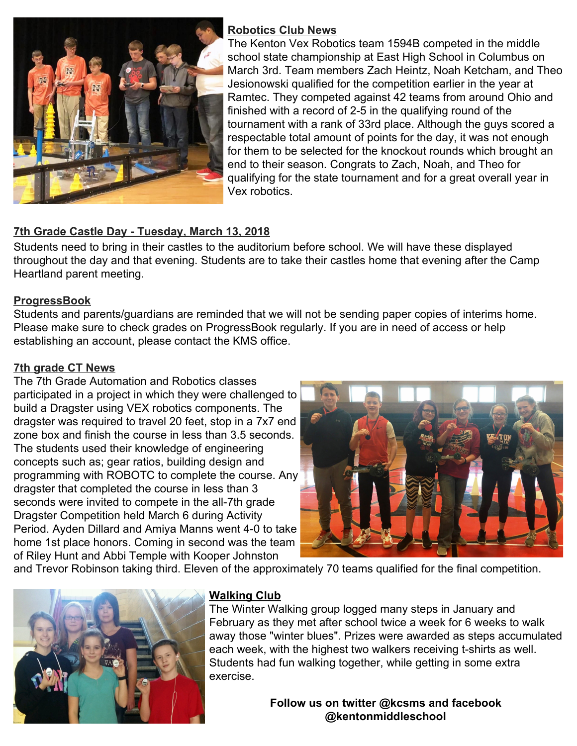## Robotics Club News

The Kenton Vex Robotics team 1594B competed in the middle school state championship at East High School in Columbus on March 3rd. Team members Zach Heintz, Noah Ketcham, and Theo Jesionowski qualified for the competition earlier in the year at Ramtec. They competed against 42 teams from around Ohio and finished with a record of 2-5 in the qualifying round of the tournament with a rank of 33rd place. Although the guys scored a respectable total amount of points for the day, it was not enough for them to be selected for the knockout rounds which brought an end to their season. Congrats to Zach, Noah, and Theo for qualifying for the state tournament and for a great overall year in Vex robotics.

## 7th Grade Castle Day - Tuesday, March 13, 2018

Students need to bring in their castles to the auditorium before school. We will have these displayed throughout the day and that evening. Students are to take their castles home that evening after the Camp Heartland parent meeting.

## ProgressBook

Students and parents/guardians are reminded that we will not be sending paper copies of interims home. Please make sure to check grades on ProgressBook regularly. If you are in need of access or help establishing an account, please contact the KMS office.

## 7th grade CT News

The 7th Grade Automation and Robotics classes participated in a project in which they were challenged to build a Dragster using VEX robotics components. The dragster was required to travel 20 feet, stop in a 7x7 end zone box and finish the course in less than 3.5 seconds. The students used their knowledge of engineering concepts such as; gear ratios, building design and programming with ROBOTC to complete the course. Any dragster that completed the course in less than 3 seconds were invited to compete in the all-7th grade Dragster Competition held March 6 during Activity Period. Ayden Dillard and Amiya Manns went 4-0 to take home 1st place honors. Coming in second was the team of Riley Hunt and Abbi Temple with Kooper Johnston and Trevor Robinson taking third. Eleven of the approximately 70 teams qualified for the final competition.

## Walking Club

The Winter Walking group logged many steps in January and February as they met after school twice a week for 6 weeks to walk away those "winter blues". Prizes were awarded as steps accumulated each week, with the highest two walkers receiving t-shirts as well. Students had fun walking together, while getting in some extra exercise.

**Follow us on twitter @kcsms and facebook @kentonmiddleschool**